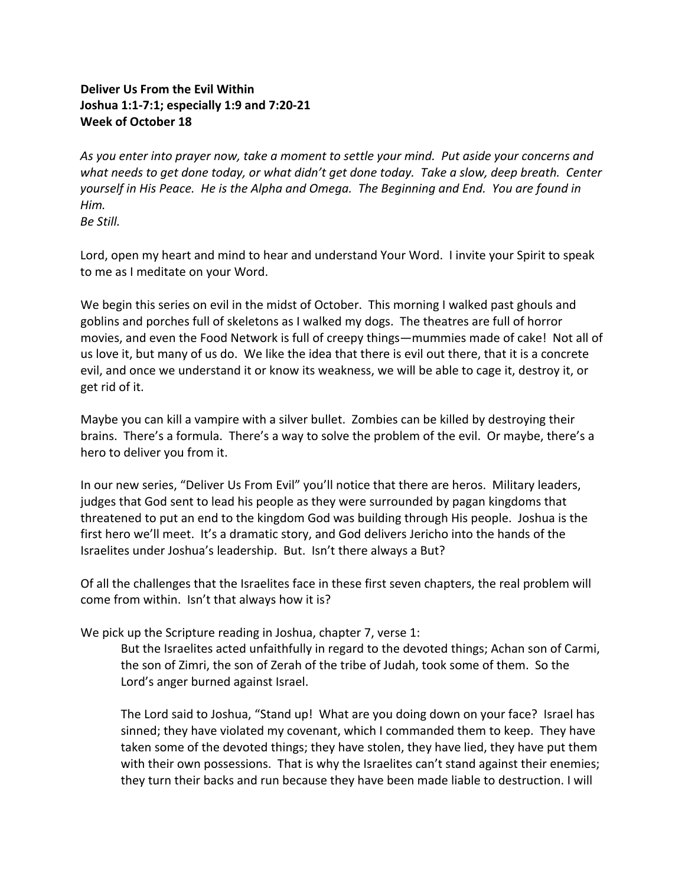**Deliver Us From the Evil Within**
**Joshua 1:1-7:1; especially 1:9 and 7:20-21**
**Week of October 18**

*As you enter into prayer now, take a moment to settle your mind. Put aside your concerns and what needs to get done today, or what didn't get done today. Take a slow, deep breath. Center yourself in His Peace. He is the Alpha and Omega. The Beginning and End. You are found in Him.*
*Be Still.*

Lord, open my heart and mind to hear and understand Your Word. I invite your Spirit to speak to me as I meditate on your Word.

We begin this series on evil in the midst of October. This morning I walked past ghouls and goblins and porches full of skeletons as I walked my dogs. The theatres are full of horror movies, and even the Food Network is full of creepy things—mummies made of cake! Not all of us love it, but many of us do. We like the idea that there is evil out there, that it is a concrete evil, and once we understand it or know its weakness, we will be able to cage it, destroy it, or get rid of it.

Maybe you can kill a vampire with a silver bullet. Zombies can be killed by destroying their brains. There's a formula. There's a way to solve the problem of the evil. Or maybe, there's a hero to deliver you from it.

In our new series, "Deliver Us From Evil" you'll notice that there are heros. Military leaders, judges that God sent to lead his people as they were surrounded by pagan kingdoms that threatened to put an end to the kingdom God was building through His people. Joshua is the first hero we'll meet. It's a dramatic story, and God delivers Jericho into the hands of the Israelites under Joshua's leadership. But. Isn't there always a But?

Of all the challenges that the Israelites face in these first seven chapters, the real problem will come from within. Isn't that always how it is?

We pick up the Scripture reading in Joshua, chapter 7, verse 1:

> But the Israelites acted unfaithfully in regard to the devoted things; Achan son of Carmi, the son of Zimri, the son of Zerah of the tribe of Judah, took some of them. So the Lord's anger burned against Israel.
>
> The Lord said to Joshua, "Stand up! What are you doing down on your face? Israel has sinned; they have violated my covenant, which I commanded them to keep. They have taken some of the devoted things; they have stolen, they have lied, they have put them with their own possessions. That is why the Israelites can't stand against their enemies; they turn their backs and run because they have been made liable to destruction. I will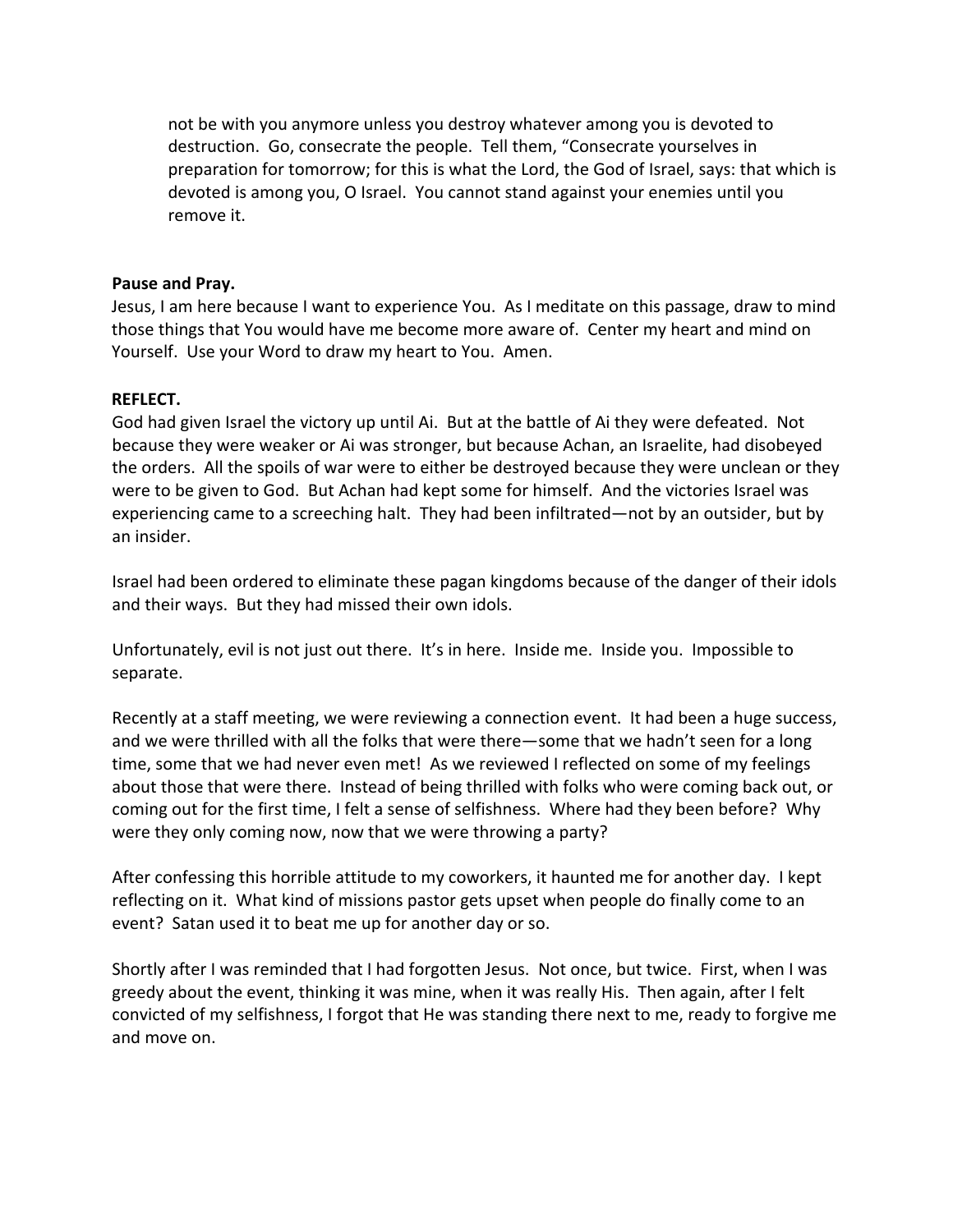> not be with you anymore unless you destroy whatever among you is devoted to destruction. Go, consecrate the people. Tell them, "Consecrate yourselves in preparation for tomorrow; for this is what the Lord, the God of Israel, says: that which is devoted is among you, O Israel. You cannot stand against your enemies until you remove it.

**Pause and Pray.**
Jesus, I am here because I want to experience You. As I meditate on this passage, draw to mind those things that You would have me become more aware of. Center my heart and mind on Yourself. Use your Word to draw my heart to You. Amen.

**REFLECT.**
God had given Israel the victory up until Ai. But at the battle of Ai they were defeated. Not because they were weaker or Ai was stronger, but because Achan, an Israelite, had disobeyed the orders. All the spoils of war were to either be destroyed because they were unclean or they were to be given to God. But Achan had kept some for himself. And the victories Israel was experiencing came to a screeching halt. They had been infiltrated—not by an outsider, but by an insider.

Israel had been ordered to eliminate these pagan kingdoms because of the danger of their idols and their ways. But they had missed their own idols.

Unfortunately, evil is not just out there. It's in here. Inside me. Inside you. Impossible to separate.

Recently at a staff meeting, we were reviewing a connection event. It had been a huge success, and we were thrilled with all the folks that were there—some that we hadn't seen for a long time, some that we had never even met! As we reviewed I reflected on some of my feelings about those that were there. Instead of being thrilled with folks who were coming back out, or coming out for the first time, I felt a sense of selfishness. Where had they been before? Why were they only coming now, now that we were throwing a party?

After confessing this horrible attitude to my coworkers, it haunted me for another day. I kept reflecting on it. What kind of missions pastor gets upset when people do finally come to an event? Satan used it to beat me up for another day or so.

Shortly after I was reminded that I had forgotten Jesus. Not once, but twice. First, when I was greedy about the event, thinking it was mine, when it was really His. Then again, after I felt convicted of my selfishness, I forgot that He was standing there next to me, ready to forgive me and move on.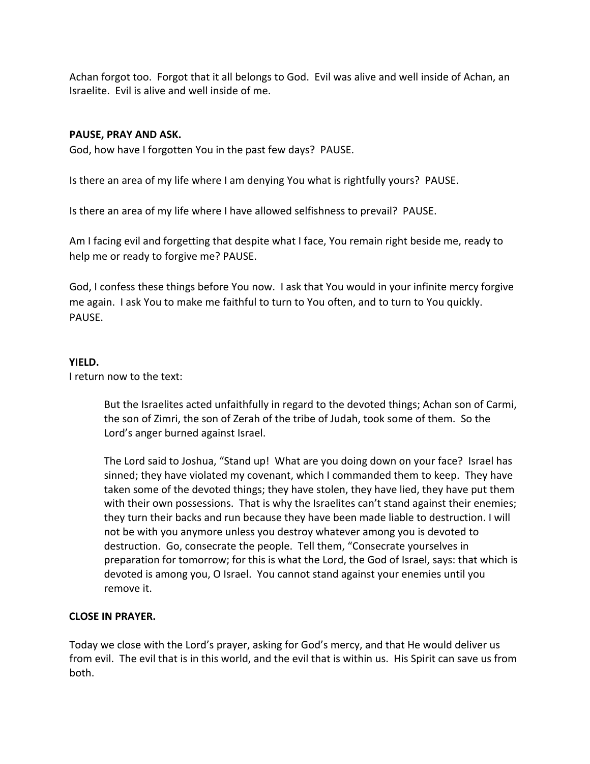Achan forgot too. Forgot that it all belongs to God. Evil was alive and well inside of Achan, an Israelite. Evil is alive and well inside of me.

**PAUSE, PRAY AND ASK.**

God, how have I forgotten You in the past few days? PAUSE.

Is there an area of my life where I am denying You what is rightfully yours? PAUSE.

Is there an area of my life where I have allowed selfishness to prevail? PAUSE.

Am I facing evil and forgetting that despite what I face, You remain right beside me, ready to help me or ready to forgive me? PAUSE.

God, I confess these things before You now. I ask that You would in your infinite mercy forgive me again. I ask You to make me faithful to turn to You often, and to turn to You quickly. PAUSE.

**YIELD.**

I return now to the text:

> But the Israelites acted unfaithfully in regard to the devoted things; Achan son of Carmi, the son of Zimri, the son of Zerah of the tribe of Judah, took some of them. So the Lord's anger burned against Israel.
>
> The Lord said to Joshua, "Stand up! What are you doing down on your face? Israel has sinned; they have violated my covenant, which I commanded them to keep. They have taken some of the devoted things; they have stolen, they have lied, they have put them with their own possessions. That is why the Israelites can't stand against their enemies; they turn their backs and run because they have been made liable to destruction. I will not be with you anymore unless you destroy whatever among you is devoted to destruction. Go, consecrate the people. Tell them, "Consecrate yourselves in preparation for tomorrow; for this is what the Lord, the God of Israel, says: that which is devoted is among you, O Israel. You cannot stand against your enemies until you remove it.

**CLOSE IN PRAYER.**

Today we close with the Lord's prayer, asking for God's mercy, and that He would deliver us from evil. The evil that is in this world, and the evil that is within us. His Spirit can save us from both.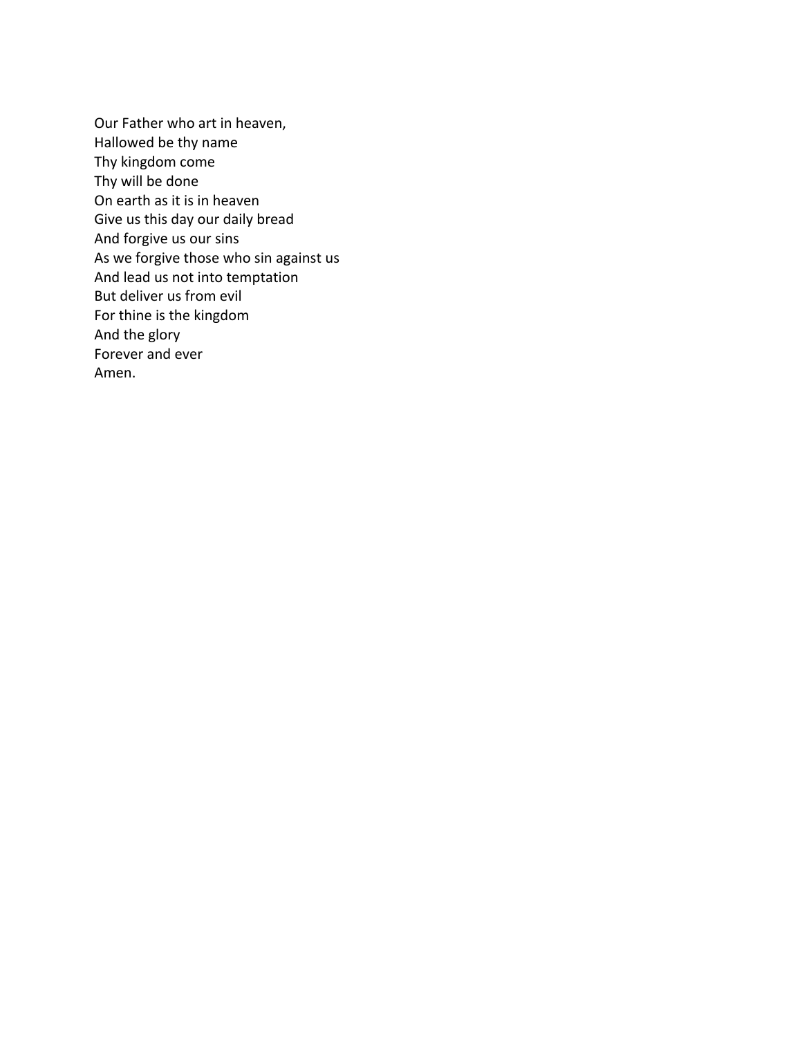Our Father who art in heaven,
Hallowed be thy name
Thy kingdom come
Thy will be done
On earth as it is in heaven
Give us this day our daily bread
And forgive us our sins
As we forgive those who sin against us
And lead us not into temptation
But deliver us from evil
For thine is the kingdom
And the glory
Forever and ever
Amen.